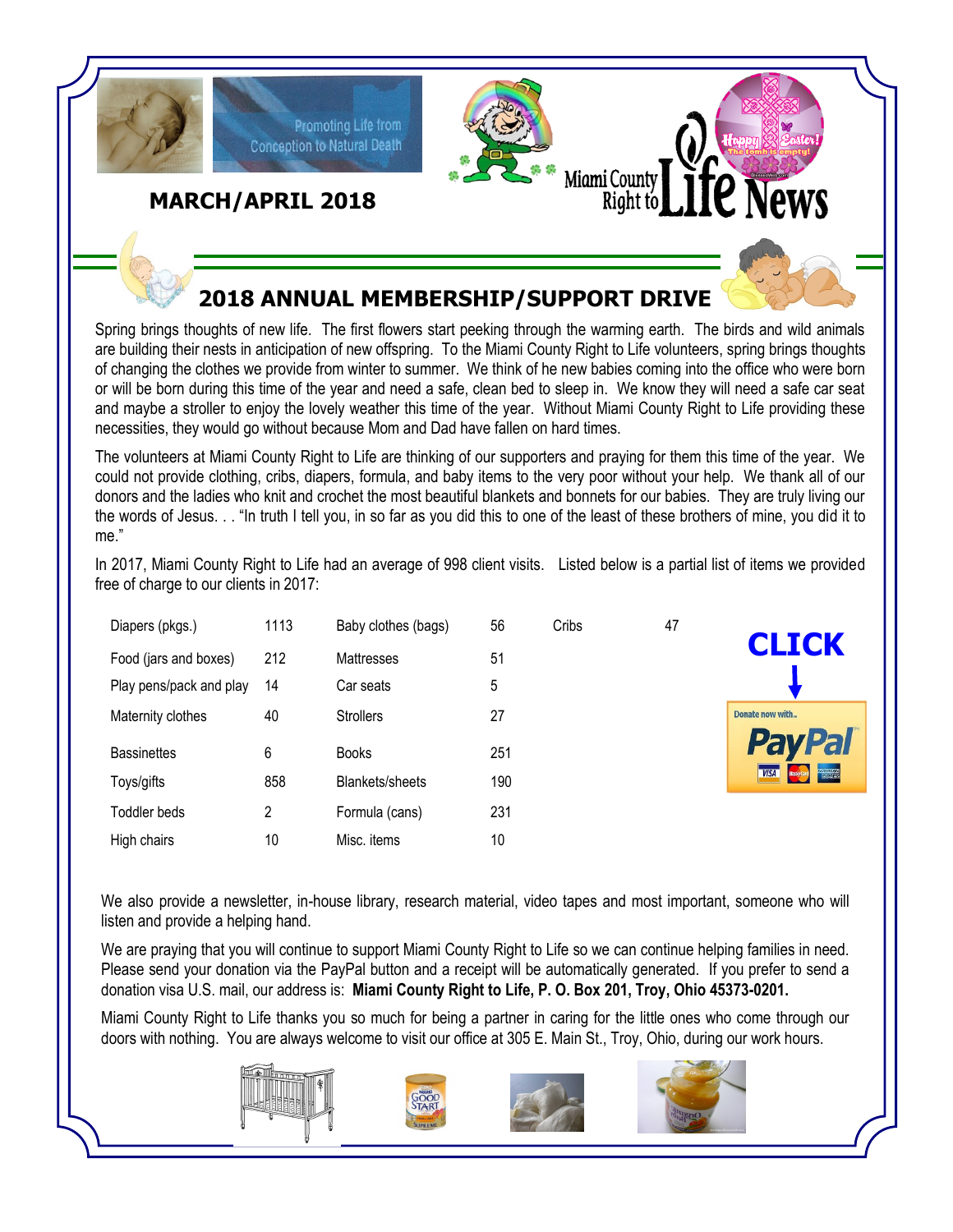MARCH/APRIL 2018

Miami County Right to Life News

Promoting Life from Conception to Natural Death

## 2018 ANNUAL MEMBERSHIP/SUPPORT DRIVE

Spring brings thoughts of new life. The first flowers start peeking through the warming earth. The birds and wild animals are building their nests in anticipation of new offspring. To the Miami County Right to Life volunteers, spring brings thoughts of changing the clothes we provide from winter to summer. We think of he new babies coming into the office who were born or will be born during this time of the year and need a safe, clean bed to sleep in. We know they will need a safe car seat and maybe a stroller to enjoy the lovely weather this time of the year. Without Miami County Right to Life providing these necessities, they would go without because Mom and Dad have fallen on hard times.

The volunteers at Miami County Right to Life are thinking of our supporters and praying for them this time of the year. We could not provide clothing, cribs, diapers, formula, and baby items to the very poor without your help. We thank all of our donors and the ladies who knit and crochet the most beautiful blankets and bonnets for our babies. They are truly living our the words of Jesus. . . "In truth I tell you, in so far as you did this to one of the least of these brothers of mine, you did it to me."

In 2017, Miami County Right to Life had an average of 998 client visits. Listed below is a partial list of items we provided free of charge to our clients in 2017:

| Item | Qty | Item | Qty | Item | Qty |
|---|---|---|---|---|---|
| Diapers (pkgs.) | 1113 | Baby clothes (bags) | 56 | Cribs | 47 |
| Food (jars and boxes) | 212 | Mattresses | 51 | | |
| Play pens/pack and play | 14 | Car seats | 5 | | |
| Maternity clothes | 40 | Strollers | 27 | | |
| Bassinettes | 6 | Books | 251 | | |
| Toys/gifts | 858 | Blankets/sheets | 190 | | |
| Toddler beds | 2 | Formula (cans) | 231 | | |
| High chairs | 10 | Misc. items | 10 | | |

CLICK

Donate now with.. PayPal

We also provide a newsletter, in-house library, research material, video tapes and most important, someone who will listen and provide a helping hand.

We are praying that you will continue to support Miami County Right to Life so we can continue helping families in need. Please send your donation via the PayPal button and a receipt will be automatically generated. If you prefer to send a donation visa U.S. mail, our address is: **Miami County Right to Life, P. O. Box 201, Troy, Ohio 45373-0201.**

Miami County Right to Life thanks you so much for being a partner in caring for the little ones who come through our doors with nothing. You are always welcome to visit our office at 305 E. Main St., Troy, Ohio, during our work hours.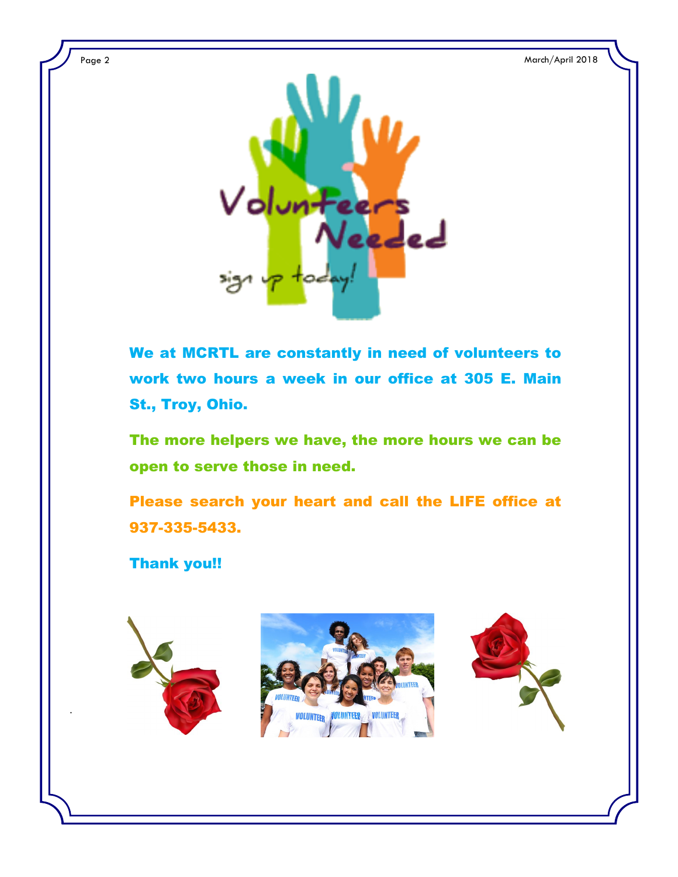# Volunteers Needed

sign up today!

**We at MCRTL are constantly in need of volunteers to work two hours a week in our office at 305 E. Main St., Troy, Ohio.**

**The more helpers we have, the more hours we can be open to serve those in need.**

**Please search your heart and call the LIFE office at 937-335-5433.**

**Thank you!!**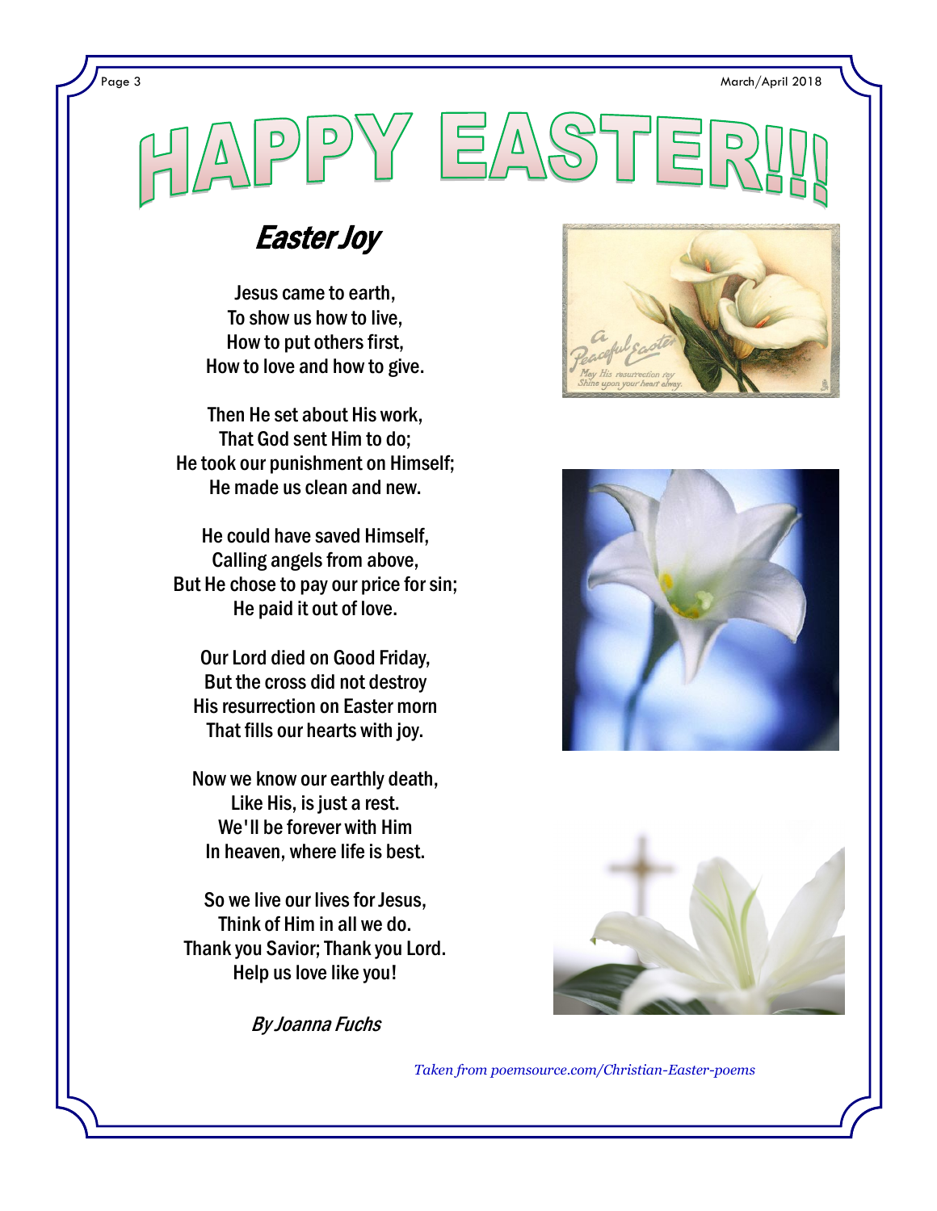# HAPPY EASTER!!!

## *Easter Joy*

Jesus came to earth,
To show us how to live,
How to put others first,
How to love and how to give.

Then He set about His work,
That God sent Him to do;
He took our punishment on Himself;
He made us clean and new.

He could have saved Himself,
Calling angels from above,
But He chose to pay our price for sin;
He paid it out of love.

Our Lord died on Good Friday,
But the cross did not destroy
His resurrection on Easter morn
That fills our hearts with joy.

Now we know our earthly death,
Like His, is just a rest.
We'll be forever with Him
In heaven, where life is best.

So we live our lives for Jesus,
Think of Him in all we do.
Thank you Savior; Thank you Lord.
Help us love like you!

*By Joanna Fuchs*

*Taken from poemsource.com/Christian-Easter-poems*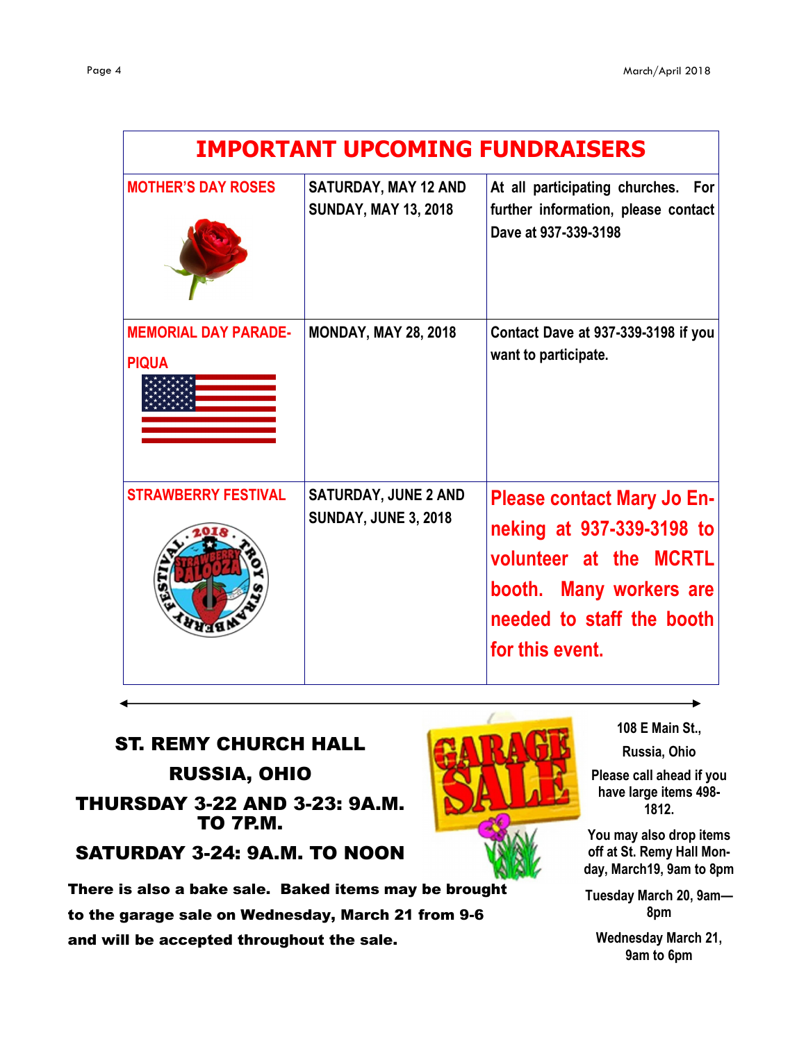## IMPORTANT UPCOMING FUNDRAISERS

| | | |
|---|---|---|
| MOTHER'S DAY ROSES | SATURDAY, MAY 12 AND SUNDAY, MAY 13, 2018 | At all participating churches. For further information, please contact Dave at 937-339-3198 |
| MEMORIAL DAY PARADE-PIQUA | MONDAY, MAY 28, 2018 | Contact Dave at 937-339-3198 if you want to participate. |
| STRAWBERRY FESTIVAL | SATURDAY, JUNE 2 AND SUNDAY, JUNE 3, 2018 | Please contact Mary Jo Enneking at 937-339-3198 to volunteer at the MCRTL booth. Many workers are needed to staff the booth for this event. |

## GARAGE SALE

**ST. REMY CHURCH HALL**

**RUSSIA, OHIO**

**THURSDAY 3-22 AND 3-23: 9A.M. TO 7P.M.**

**SATURDAY 3-24: 9A.M. TO NOON**

**There is also a bake sale. Baked items may be brought to the garage sale on Wednesday, March 21 from 9-6 and will be accepted throughout the sale.**

108 E Main St., Russia, Ohio

Please call ahead if you have large items 498-1812.

You may also drop items off at St. Remy Hall Monday, March19, 9am to 8pm

Tuesday March 20, 9am—8pm

Wednesday March 21, 9am to 6pm